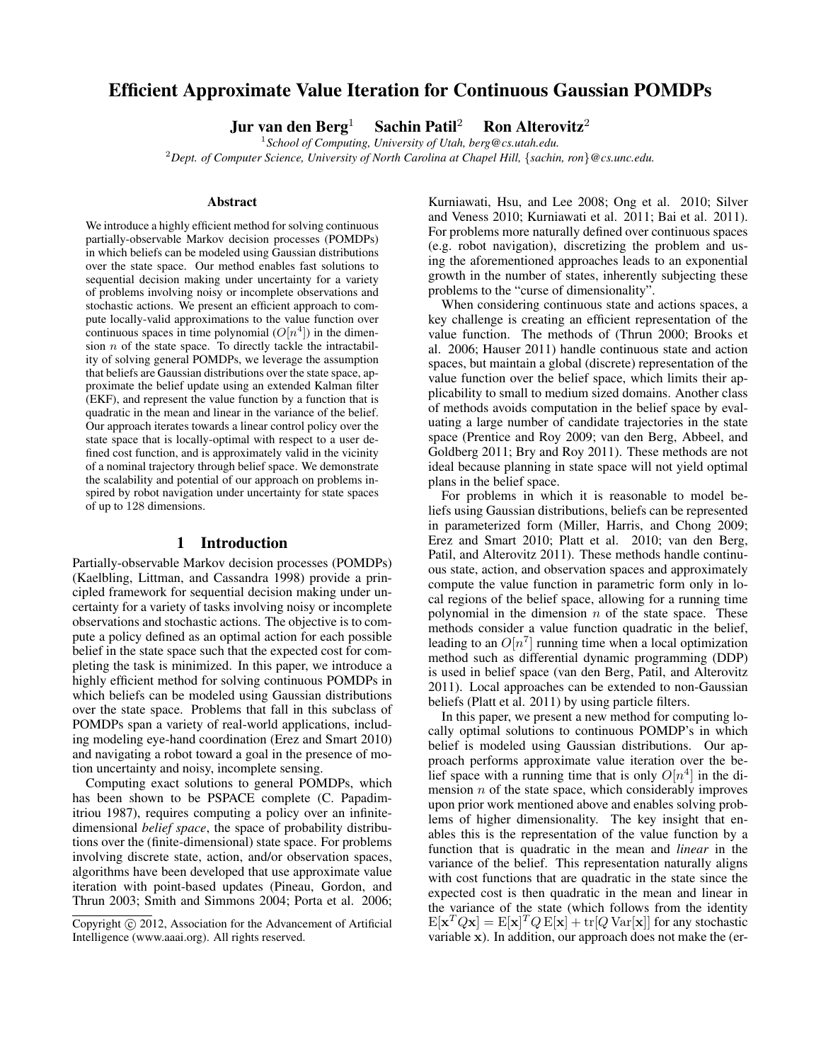# Efficient Approximate Value Iteration for Continuous Gaussian POMDPs

**Jur van den Berg**[1] **Sachin Patil**[2] **Ron Alterovitz**[2]

[1]*School of Computing, University of Utah, berg@cs.utah.edu.*
[2]*Dept. of Computer Science, University of North Carolina at Chapel Hill, {sachin, ron}@cs.unc.edu.*

### Abstract

We introduce a highly efficient method for solving continuous partially-observable Markov decision processes (POMDPs) in which beliefs can be modeled using Gaussian distributions over the state space. Our method enables fast solutions to sequential decision making under uncertainty for a variety of problems involving noisy or incomplete observations and stochastic actions. We present an efficient approach to compute locally-valid approximations to the value function over continuous spaces in time polynomial ($O[n^4]$) in the dimension $n$ of the state space. To directly tackle the intractability of solving general POMDPs, we leverage the assumption that beliefs are Gaussian distributions over the state space, approximate the belief update using an extended Kalman filter (EKF), and represent the value function by a function that is quadratic in the mean and linear in the variance of the belief. Our approach iterates towards a linear control policy over the state space that is locally-optimal with respect to a user defined cost function, and is approximately valid in the vicinity of a nominal trajectory through belief space. We demonstrate the scalability and potential of our approach on problems inspired by robot navigation under uncertainty for state spaces of up to 128 dimensions.

## 1 Introduction

Partially-observable Markov decision processes (POMDPs) (Kaelbling, Littman, and Cassandra 1998) provide a principled framework for sequential decision making under uncertainty for a variety of tasks involving noisy or incomplete observations and stochastic actions. The objective is to compute a policy defined as an optimal action for each possible belief in the state space such that the expected cost for completing the task is minimized. In this paper, we introduce a highly efficient method for solving continuous POMDPs in which beliefs can be modeled using Gaussian distributions over the state space. Problems that fall in this subclass of POMDPs span a variety of real-world applications, including modeling eye-hand coordination (Erez and Smart 2010) and navigating a robot toward a goal in the presence of motion uncertainty and noisy, incomplete sensing.

Computing exact solutions to general POMDPs, which has been shown to be PSPACE complete (C. Papadimitriou 1987), requires computing a policy over an infinite-dimensional *belief space*, the space of probability distributions over the (finite-dimensional) state space. For problems involving discrete state, action, and/or observation spaces, algorithms have been developed that use approximate value iteration with point-based updates (Pineau, Gordon, and Thrun 2003; Smith and Simmons 2004; Porta et al. 2006; Kurniawati, Hsu, and Lee 2008; Ong et al. 2010; Silver and Veness 2010; Kurniawati et al. 2011; Bai et al. 2011). For problems more naturally defined over continuous spaces (e.g. robot navigation), discretizing the problem and using the aforementioned approaches leads to an exponential growth in the number of states, inherently subjecting these problems to the "curse of dimensionality".

When considering continuous state and actions spaces, a key challenge is creating an efficient representation of the value function. The methods of (Thrun 2000; Brooks et al. 2006; Hauser 2011) handle continuous state and action spaces, but maintain a global (discrete) representation of the value function over the belief space, which limits their applicability to small to medium sized domains. Another class of methods avoids computation in the belief space by evaluating a large number of candidate trajectories in the state space (Prentice and Roy 2009; van den Berg, Abbeel, and Goldberg 2011; Bry and Roy 2011). These methods are not ideal because planning in state space will not yield optimal plans in the belief space.

For problems in which it is reasonable to model beliefs using Gaussian distributions, beliefs can be represented in parameterized form (Miller, Harris, and Chong 2009; Erez and Smart 2010; Platt et al. 2010; van den Berg, Patil, and Alterovitz 2011). These methods handle continuous state, action, and observation spaces and approximately compute the value function in parametric form only in local regions of the belief space, allowing for a running time polynomial in the dimension $n$ of the state space. These methods consider a value function quadratic in the belief, leading to an $O[n^7]$ running time when a local optimization method such as differential dynamic programming (DDP) is used in belief space (van den Berg, Patil, and Alterovitz 2011). Local approaches can be extended to non-Gaussian beliefs (Platt et al. 2011) by using particle filters.

In this paper, we present a new method for computing locally optimal solutions to continuous POMDP's in which belief is modeled using Gaussian distributions. Our approach performs approximate value iteration over the belief space with a running time that is only $O[n^4]$ in the dimension $n$ of the state space, which considerably improves upon prior work mentioned above and enables solving problems of higher dimensionality. The key insight that enables this is the representation of the value function by a function that is quadratic in the mean and *linear* in the variance of the belief. This representation naturally aligns with cost functions that are quadratic in the state since the expected cost is then quadratic in the mean and linear in the variance of the state (which follows from the identity $\mathrm{E}[\mathbf{x}^T Q \mathbf{x}] = \mathrm{E}[\mathbf{x}]^T Q\, \mathrm{E}[\mathbf{x}] + \mathrm{tr}[Q \,\mathrm{Var}[\mathbf{x}]]$ for any stochastic variable $\mathbf{x}$). In addition, our approach does not make the (er-

Copyright © 2012, Association for the Advancement of Artificial Intelligence (www.aaai.org). All rights reserved.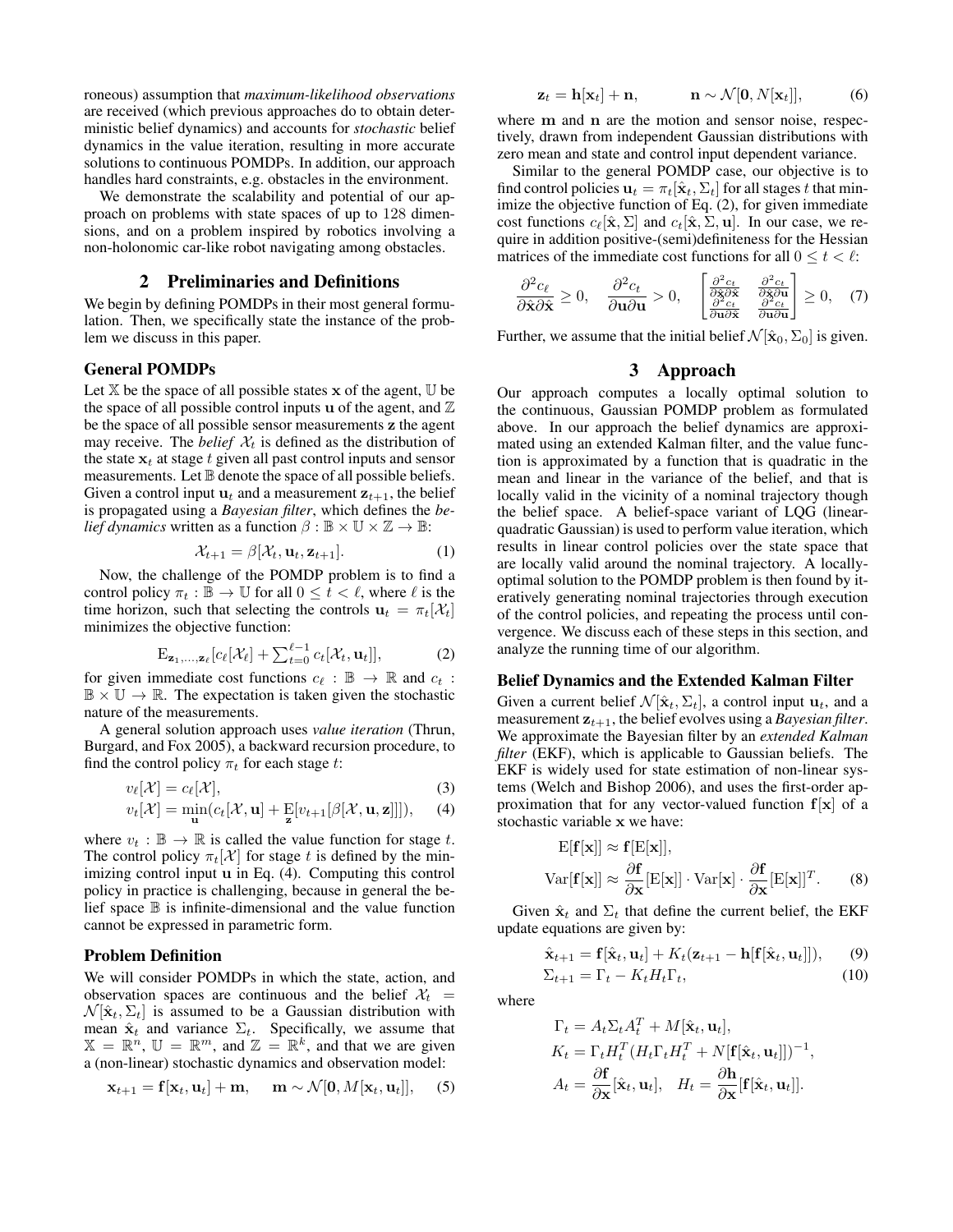roneous) assumption that *maximum-likelihood observations* are received (which previous approaches do to obtain deterministic belief dynamics) and accounts for *stochastic* belief dynamics in the value iteration, resulting in more accurate solutions to continuous POMDPs. In addition, our approach handles hard constraints, e.g. obstacles in the environment.

We demonstrate the scalability and potential of our approach on problems with state spaces of up to 128 dimensions, and on a problem inspired by robotics involving a non-holonomic car-like robot navigating among obstacles.

## 2 Preliminaries and Definitions

We begin by defining POMDPs in their most general formulation. Then, we specifically state the instance of the problem we discuss in this paper.

### General POMDPs

Let $\mathbb{X}$ be the space of all possible states $\mathbf{x}$ of the agent, $\mathbb{U}$ be the space of all possible control inputs $\mathbf{u}$ of the agent, and $\mathbb{Z}$ be the space of all possible sensor measurements $\mathbf{z}$ the agent may receive. The *belief* $\mathcal{X}_t$ is defined as the distribution of the state $\mathbf{x}_t$ at stage $t$ given all past control inputs and sensor measurements. Let $\mathbb{B}$ denote the space of all possible beliefs. Given a control input $\mathbf{u}_t$ and a measurement $\mathbf{z}_{t+1}$, the belief is propagated using a *Bayesian filter*, which defines the *belief dynamics* written as a function $\beta : \mathbb{B} \times \mathbb{U} \times \mathbb{Z} \to \mathbb{B}$:

$$\mathcal{X}_{t+1} = \beta[\mathcal{X}_t, \mathbf{u}_t, \mathbf{z}_{t+1}]. \tag{1}$$

Now, the challenge of the POMDP problem is to find a control policy $\pi_t : \mathbb{B} \to \mathbb{U}$ for all $0 \le t < \ell$, where $\ell$ is the time horizon, such that selecting the controls $\mathbf{u}_t = \pi_t[\mathcal{X}_t]$ minimizes the objective function:

$$\mathrm{E}_{\mathbf{z}_1,\ldots,\mathbf{z}_\ell}[c_\ell[\mathcal{X}_\ell] + \textstyle\sum_{t=0}^{\ell-1} c_t[\mathcal{X}_t, \mathbf{u}_t]], \tag{2}$$

for given immediate cost functions $c_\ell : \mathbb{B} \to \mathbb{R}$ and $c_t : \mathbb{B} \times \mathbb{U} \to \mathbb{R}$. The expectation is taken given the stochastic nature of the measurements.

A general solution approach uses *value iteration* (Thrun, Burgard, and Fox 2005), a backward recursion procedure, to find the control policy $\pi_t$ for each stage $t$:

$$v_\ell[\mathcal{X}] = c_\ell[\mathcal{X}], \tag{3}$$

$$v_t[\mathcal{X}] = \min_{\mathbf{u}}(c_t[\mathcal{X}, \mathbf{u}] + \mathrm{E}_{\mathbf{z}}[v_{t+1}[\beta[\mathcal{X}, \mathbf{u}, \mathbf{z}]]]), \tag{4}$$

where $v_t : \mathbb{B} \to \mathbb{R}$ is called the value function for stage $t$. The control policy $\pi_t[\mathcal{X}]$ for stage $t$ is defined by the minimizing control input $\mathbf{u}$ in Eq. (4). Computing this control policy in practice is challenging, because in general the belief space $\mathbb{B}$ is infinite-dimensional and the value function cannot be expressed in parametric form.

### Problem Definition

We will consider POMDPs in which the state, action, and observation spaces are continuous and the belief $\mathcal{X}_t = \mathcal{N}[\hat{\mathbf{x}}_t, \Sigma_t]$ is assumed to be a Gaussian distribution with mean $\hat{\mathbf{x}}_t$ and variance $\Sigma_t$. Specifically, we assume that $\mathbb{X} = \mathbb{R}^n$, $\mathbb{U} = \mathbb{R}^m$, and $\mathbb{Z} = \mathbb{R}^k$, and that we are given a (non-linear) stochastic dynamics and observation model:

$$\mathbf{x}_{t+1} = \mathbf{f}[\mathbf{x}_t, \mathbf{u}_t] + \mathbf{m}, \quad \mathbf{m} \sim \mathcal{N}[\mathbf{0}, M[\mathbf{x}_t, \mathbf{u}_t]], \tag{5}$$

$$\mathbf{z}_t = \mathbf{h}[\mathbf{x}_t] + \mathbf{n}, \quad \mathbf{n} \sim \mathcal{N}[\mathbf{0}, N[\mathbf{x}_t]], \tag{6}$$

where $\mathbf{m}$ and $\mathbf{n}$ are the motion and sensor noise, respectively, drawn from independent Gaussian distributions with zero mean and state and control input dependent variance.

Similar to the general POMDP case, our objective is to find control policies $\mathbf{u}_t = \pi_t[\hat{\mathbf{x}}_t, \Sigma_t]$ for all stages $t$ that minimize the objective function of Eq. (2), for given immediate cost functions $c_\ell[\hat{\mathbf{x}}, \Sigma]$ and $c_t[\hat{\mathbf{x}}, \Sigma, \mathbf{u}]$. In our case, we require in addition positive-(semi)definiteness for the Hessian matrices of the immediate cost functions for all $0 \le t < \ell$:

$$\frac{\partial^2 c_\ell}{\partial \hat{\mathbf{x}} \partial \hat{\mathbf{x}}} \ge 0, \quad \frac{\partial^2 c_t}{\partial \mathbf{u} \partial \mathbf{u}} > 0, \quad \begin{bmatrix} \frac{\partial^2 c_t}{\partial \hat{\mathbf{x}} \partial \hat{\mathbf{x}}} & \frac{\partial^2 c_t}{\partial \hat{\mathbf{x}} \partial \mathbf{u}} \\ \frac{\partial^2 c_t}{\partial \mathbf{u} \partial \hat{\mathbf{x}}} & \frac{\partial^2 c_t}{\partial \mathbf{u} \partial \mathbf{u}} \end{bmatrix} \ge 0, \tag{7}$$

Further, we assume that the initial belief $\mathcal{N}[\hat{\mathbf{x}}_0, \Sigma_0]$ is given.

## 3 Approach

Our approach computes a locally optimal solution to the continuous, Gaussian POMDP problem as formulated above. In our approach the belief dynamics are approximated using an extended Kalman filter, and the value function is approximated by a function that is quadratic in the mean and linear in the variance of the belief, and that is locally valid in the vicinity of a nominal trajectory though the belief space. A belief-space variant of LQG (linear-quadratic Gaussian) is used to perform value iteration, which results in linear control policies over the state space that are locally valid around the nominal trajectory. A locally-optimal solution to the POMDP problem is then found by iteratively generating nominal trajectories through execution of the control policies, and repeating the process until convergence. We discuss each of these steps in this section, and analyze the running time of our algorithm.

### Belief Dynamics and the Extended Kalman Filter

Given a current belief $\mathcal{N}[\hat{\mathbf{x}}_t, \Sigma_t]$, a control input $\mathbf{u}_t$, and a measurement $\mathbf{z}_{t+1}$, the belief evolves using a *Bayesian filter*. We approximate the Bayesian filter by an *extended Kalman filter* (EKF), which is applicable to Gaussian beliefs. The EKF is widely used for state estimation of non-linear systems (Welch and Bishop 2006), and uses the first-order approximation that for any vector-valued function $\mathbf{f}[\mathbf{x}]$ of a stochastic variable $\mathbf{x}$ we have:

$$\begin{aligned} &\mathrm{E}[\mathbf{f}[\mathbf{x}]] \approx \mathbf{f}[\mathrm{E}[\mathbf{x}]], \\ &\mathrm{Var}[\mathbf{f}[\mathbf{x}]] \approx \frac{\partial \mathbf{f}}{\partial \mathbf{x}}[\mathrm{E}[\mathbf{x}]] \cdot \mathrm{Var}[\mathbf{x}] \cdot \frac{\partial \mathbf{f}}{\partial \mathbf{x}}[\mathrm{E}[\mathbf{x}]]^T. \end{aligned} \tag{8}$$

Given $\hat{\mathbf{x}}_t$ and $\Sigma_t$ that define the current belief, the EKF update equations are given by:

$$\hat{\mathbf{x}}_{t+1} = \mathbf{f}[\hat{\mathbf{x}}_t, \mathbf{u}_t] + K_t(\mathbf{z}_{t+1} - \mathbf{h}[\mathbf{f}[\hat{\mathbf{x}}_t, \mathbf{u}_t]]), \tag{9}$$

$$\Sigma_{t+1} = \Gamma_t - K_t H_t \Gamma_t, \tag{10}$$

where

$$\begin{aligned} &\Gamma_t = A_t \Sigma_t A_t^T + M[\hat{\mathbf{x}}_t, \mathbf{u}_t], \\ &K_t = \Gamma_t H_t^T (H_t \Gamma_t H_t^T + N[\mathbf{f}[\hat{\mathbf{x}}_t, \mathbf{u}_t]])^{-1}, \\ &A_t = \frac{\partial \mathbf{f}}{\partial \mathbf{x}}[\hat{\mathbf{x}}_t, \mathbf{u}_t], \quad H_t = \frac{\partial \mathbf{h}}{\partial \mathbf{x}}[\mathbf{f}[\hat{\mathbf{x}}_t, \mathbf{u}_t]]. \end{aligned}$$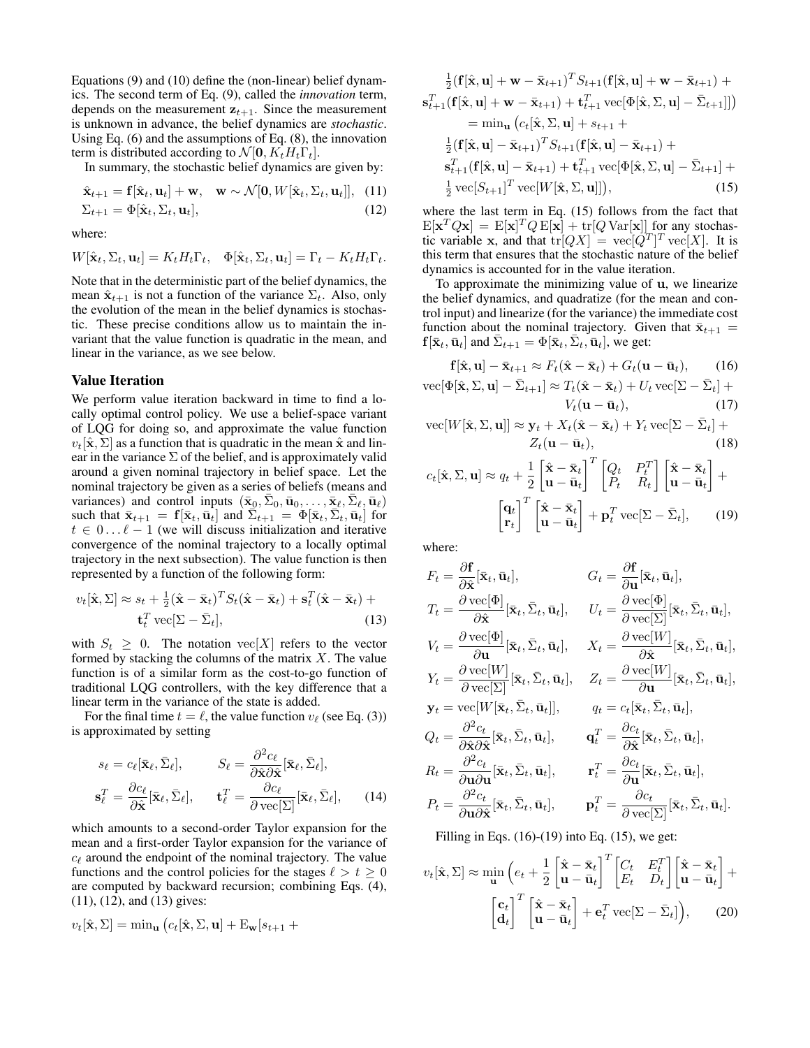Equations (9) and (10) define the (non-linear) belief dynamics. The second term of Eq. (9), called the *innovation* term, depends on the measurement $\mathbf{z}_{t+1}$. Since the measurement is unknown in advance, the belief dynamics are *stochastic*. Using Eq. (6) and the assumptions of Eq. (8), the innovation term is distributed according to $\mathcal{N}[\mathbf{0}, K_t H_t \Gamma_t]$.

In summary, the stochastic belief dynamics are given by:

$$\hat{\mathbf{x}}_{t+1} = \mathbf{f}[\hat{\mathbf{x}}_t, \mathbf{u}_t] + \mathbf{w}, \quad \mathbf{w} \sim \mathcal{N}[\mathbf{0}, W[\hat{\mathbf{x}}_t, \Sigma_t, \mathbf{u}_t]], \quad (11)$$

$$\Sigma_{t+1} = \Phi[\hat{\mathbf{x}}_t, \Sigma_t, \mathbf{u}_t], \quad (12)$$

where:

$$W[\hat{\mathbf{x}}_t, \Sigma_t, \mathbf{u}_t] = K_t H_t \Gamma_t, \quad \Phi[\hat{\mathbf{x}}_t, \Sigma_t, \mathbf{u}_t] = \Gamma_t - K_t H_t \Gamma_t.$$

Note that in the deterministic part of the belief dynamics, the mean $\hat{\mathbf{x}}_{t+1}$ is not a function of the variance $\Sigma_t$. Also, only the evolution of the mean in the belief dynamics is stochastic. These precise conditions allow us to maintain the invariant that the value function is quadratic in the mean, and linear in the variance, as we see below.

## Value Iteration

We perform value iteration backward in time to find a locally optimal control policy. We use a belief-space variant of LQG for doing so, and approximate the value function $v_t[\hat{\mathbf{x}}, \Sigma]$ as a function that is quadratic in the mean $\hat{\mathbf{x}}$ and linear in the variance $\Sigma$ of the belief, and is approximately valid around a given nominal trajectory in belief space. Let the nominal trajectory be given as a series of beliefs (means and variances) and control inputs $(\bar{\mathbf{x}}_0, \bar{\Sigma}_0, \bar{\mathbf{u}}_0, \ldots, \bar{\mathbf{x}}_\ell, \bar{\Sigma}_\ell, \bar{\mathbf{u}}_\ell)$ such that $\bar{\mathbf{x}}_{t+1} = \mathbf{f}[\bar{\mathbf{x}}_t, \bar{\mathbf{u}}_t]$ and $\bar{\Sigma}_{t+1} = \Phi[\bar{\mathbf{x}}_t, \bar{\Sigma}_t, \bar{\mathbf{u}}_t]$ for $t \in 0 \ldots \ell - 1$ (we will discuss initialization and iterative convergence of the nominal trajectory to a locally optimal trajectory in the next subsection). The value function is then represented by a function of the following form:

$$v_t[\hat{\mathbf{x}}, \Sigma] \approx s_t + \tfrac{1}{2}(\hat{\mathbf{x}} - \bar{\mathbf{x}}_t)^T S_t (\hat{\mathbf{x}} - \bar{\mathbf{x}}_t) + \mathbf{s}_t^T (\hat{\mathbf{x}} - \bar{\mathbf{x}}_t) + \mathbf{t}_t^T \operatorname{vec}[\Sigma - \bar{\Sigma}_t], \quad (13)$$

with $S_t \geq 0$. The notation $\operatorname{vec}[X]$ refers to the vector formed by stacking the columns of the matrix $X$. The value function is of a similar form as the cost-to-go function of traditional LQG controllers, with the key difference that a linear term in the variance of the state is added.

For the final time $t = \ell$, the value function $v_\ell$ (see Eq. (3)) is approximated by setting

$$s_\ell = c_\ell[\bar{\mathbf{x}}_\ell, \bar{\Sigma}_\ell], \qquad S_\ell = \frac{\partial^2 c_\ell}{\partial \hat{\mathbf{x}} \partial \hat{\mathbf{x}}}[\bar{\mathbf{x}}_\ell, \bar{\Sigma}_\ell],$$

$$\mathbf{s}_\ell^T = \frac{\partial c_\ell}{\partial \hat{\mathbf{x}}}[\bar{\mathbf{x}}_\ell, \bar{\Sigma}_\ell], \qquad \mathbf{t}_\ell^T = \frac{\partial c_\ell}{\partial \operatorname{vec}[\Sigma]}[\bar{\mathbf{x}}_\ell, \bar{\Sigma}_\ell], \quad (14)$$

which amounts to a second-order Taylor expansion for the mean and a first-order Taylor expansion for the variance of $c_\ell$ around the endpoint of the nominal trajectory. The value functions and the control policies for the stages $\ell > t \geq 0$ are computed by backward recursion; combining Eqs. (4), (11), (12), and (13) gives:

$$\begin{aligned}
v_t[\hat{\mathbf{x}}, \Sigma] &= \min_{\mathbf{u}} \big( c_t[\hat{\mathbf{x}}, \Sigma, \mathbf{u}] + \mathrm{E}_{\mathbf{w}}[s_{t+1} + \\
&\tfrac{1}{2}(\mathbf{f}[\hat{\mathbf{x}}, \mathbf{u}] + \mathbf{w} - \bar{\mathbf{x}}_{t+1})^T S_{t+1} (\mathbf{f}[\hat{\mathbf{x}}, \mathbf{u}] + \mathbf{w} - \bar{\mathbf{x}}_{t+1}) + \\
&\mathbf{s}_{t+1}^T (\mathbf{f}[\hat{\mathbf{x}}, \mathbf{u}] + \mathbf{w} - \bar{\mathbf{x}}_{t+1}) + \mathbf{t}_{t+1}^T \operatorname{vec}[\Phi[\hat{\mathbf{x}}, \Sigma, \mathbf{u}] - \bar{\Sigma}_{t+1}]] \big) \\
&= \min_{\mathbf{u}} \big( c_t[\hat{\mathbf{x}}, \Sigma, \mathbf{u}] + s_{t+1} + \\
&\tfrac{1}{2}(\mathbf{f}[\hat{\mathbf{x}}, \mathbf{u}] - \bar{\mathbf{x}}_{t+1})^T S_{t+1} (\mathbf{f}[\hat{\mathbf{x}}, \mathbf{u}] - \bar{\mathbf{x}}_{t+1}) + \\
&\mathbf{s}_{t+1}^T (\mathbf{f}[\hat{\mathbf{x}}, \mathbf{u}] - \bar{\mathbf{x}}_{t+1}) + \mathbf{t}_{t+1}^T \operatorname{vec}[\Phi[\hat{\mathbf{x}}, \Sigma, \mathbf{u}] - \bar{\Sigma}_{t+1}] + \\
&\tfrac{1}{2} \operatorname{vec}[S_{t+1}]^T \operatorname{vec}[W[\hat{\mathbf{x}}, \Sigma, \mathbf{u}]] \big),
\end{aligned} \quad (15)$$

where the last term in Eq. (15) follows from the fact that $\mathrm{E}[\mathbf{x}^T Q \mathbf{x}] = \mathrm{E}[\mathbf{x}]^T Q \, \mathrm{E}[\mathbf{x}] + \operatorname{tr}[Q \operatorname{Var}[\mathbf{x}]]$ for any stochastic variable $\mathbf{x}$, and that $\operatorname{tr}[QX] = \operatorname{vec}[Q^T]^T \operatorname{vec}[X]$. It is this term that ensures that the stochastic nature of the belief dynamics is accounted for in the value iteration.

To approximate the minimizing value of $\mathbf{u}$, we linearize the belief dynamics, and quadratize (for the mean and control input) and linearize (for the variance) the immediate cost function about the nominal trajectory. Given that $\bar{\mathbf{x}}_{t+1} = \mathbf{f}[\bar{\mathbf{x}}_t, \bar{\mathbf{u}}_t]$ and $\bar{\Sigma}_{t+1} = \Phi[\bar{\mathbf{x}}_t, \bar{\Sigma}_t, \bar{\mathbf{u}}_t]$, we get:

$$\mathbf{f}[\hat{\mathbf{x}}, \mathbf{u}] - \bar{\mathbf{x}}_{t+1} \approx F_t(\hat{\mathbf{x}} - \bar{\mathbf{x}}_t) + G_t(\mathbf{u} - \bar{\mathbf{u}}_t), \quad (16)$$

$$\operatorname{vec}[\Phi[\hat{\mathbf{x}}, \Sigma, \mathbf{u}] - \bar{\Sigma}_{t+1}] \approx T_t(\hat{\mathbf{x}} - \bar{\mathbf{x}}_t) + U_t \operatorname{vec}[\Sigma - \bar{\Sigma}_t] + V_t(\mathbf{u} - \bar{\mathbf{u}}_t), \quad (17)$$

$$\operatorname{vec}[W[\hat{\mathbf{x}}, \Sigma, \mathbf{u}]] \approx \mathbf{y}_t + X_t(\hat{\mathbf{x}} - \bar{\mathbf{x}}_t) + Y_t \operatorname{vec}[\Sigma - \bar{\Sigma}_t] + Z_t(\mathbf{u} - \bar{\mathbf{u}}_t), \quad (18)$$

$$c_t[\hat{\mathbf{x}}, \Sigma, \mathbf{u}] \approx q_t + \frac{1}{2} \begin{bmatrix} \hat{\mathbf{x}} - \bar{\mathbf{x}}_t \\ \mathbf{u} - \bar{\mathbf{u}}_t \end{bmatrix}^T \begin{bmatrix} Q_t & P_t^T \\ P_t & R_t \end{bmatrix} \begin{bmatrix} \hat{\mathbf{x}} - \bar{\mathbf{x}}_t \\ \mathbf{u} - \bar{\mathbf{u}}_t \end{bmatrix} + \begin{bmatrix} \mathbf{q}_t \\ \mathbf{r}_t \end{bmatrix}^T \begin{bmatrix} \hat{\mathbf{x}} - \bar{\mathbf{x}}_t \\ \mathbf{u} - \bar{\mathbf{u}}_t \end{bmatrix} + \mathbf{p}_t^T \operatorname{vec}[\Sigma - \bar{\Sigma}_t], \quad (19)$$

where:

$$F_t = \frac{\partial \mathbf{f}}{\partial \hat{\mathbf{x}}}[\bar{\mathbf{x}}_t, \bar{\mathbf{u}}_t], \qquad G_t = \frac{\partial \mathbf{f}}{\partial \mathbf{u}}[\bar{\mathbf{x}}_t, \bar{\mathbf{u}}_t],$$

$$T_t = \frac{\partial \operatorname{vec}[\Phi]}{\partial \hat{\mathbf{x}}}[\bar{\mathbf{x}}_t, \bar{\Sigma}_t, \bar{\mathbf{u}}_t], \qquad U_t = \frac{\partial \operatorname{vec}[\Phi]}{\partial \operatorname{vec}[\Sigma]}[\bar{\mathbf{x}}_t, \bar{\Sigma}_t, \bar{\mathbf{u}}_t],$$

$$V_t = \frac{\partial \operatorname{vec}[\Phi]}{\partial \mathbf{u}}[\bar{\mathbf{x}}_t, \bar{\Sigma}_t, \bar{\mathbf{u}}_t], \qquad X_t = \frac{\partial \operatorname{vec}[W]}{\partial \hat{\mathbf{x}}}[\bar{\mathbf{x}}_t, \bar{\Sigma}_t, \bar{\mathbf{u}}_t],$$

$$Y_t = \frac{\partial \operatorname{vec}[W]}{\partial \operatorname{vec}[\Sigma]}[\bar{\mathbf{x}}_t, \bar{\Sigma}_t, \bar{\mathbf{u}}_t], \qquad Z_t = \frac{\partial \operatorname{vec}[W]}{\partial \mathbf{u}}[\bar{\mathbf{x}}_t, \bar{\Sigma}_t, \bar{\mathbf{u}}_t],$$

$$\mathbf{y}_t = \operatorname{vec}[W[\bar{\mathbf{x}}_t, \bar{\Sigma}_t, \bar{\mathbf{u}}_t]], \qquad q_t = c_t[\bar{\mathbf{x}}_t, \bar{\Sigma}_t, \bar{\mathbf{u}}_t],$$

$$Q_t = \frac{\partial^2 c_t}{\partial \hat{\mathbf{x}} \partial \hat{\mathbf{x}}}[\bar{\mathbf{x}}_t, \bar{\Sigma}_t, \bar{\mathbf{u}}_t], \qquad \mathbf{q}_t^T = \frac{\partial c_t}{\partial \hat{\mathbf{x}}}[\bar{\mathbf{x}}_t, \bar{\Sigma}_t, \bar{\mathbf{u}}_t],$$

$$R_t = \frac{\partial^2 c_t}{\partial \mathbf{u} \partial \mathbf{u}}[\bar{\mathbf{x}}_t, \bar{\Sigma}_t, \bar{\mathbf{u}}_t], \qquad \mathbf{r}_t^T = \frac{\partial c_t}{\partial \mathbf{u}}[\bar{\mathbf{x}}_t, \bar{\Sigma}_t, \bar{\mathbf{u}}_t],$$

$$P_t = \frac{\partial^2 c_t}{\partial \mathbf{u} \partial \hat{\mathbf{x}}}[\bar{\mathbf{x}}_t, \bar{\Sigma}_t, \bar{\mathbf{u}}_t], \qquad \mathbf{p}_t^T = \frac{\partial c_t}{\partial \operatorname{vec}[\Sigma]}[\bar{\mathbf{x}}_t, \bar{\Sigma}_t, \bar{\mathbf{u}}_t].$$

Filling in Eqs. (16)-(19) into Eq. (15), we get:

$$v_t[\hat{\mathbf{x}}, \Sigma] \approx \min_{\mathbf{u}} \Big( e_t + \frac{1}{2} \begin{bmatrix} \hat{\mathbf{x}} - \bar{\mathbf{x}}_t \\ \mathbf{u} - \bar{\mathbf{u}}_t \end{bmatrix}^T \begin{bmatrix} C_t & E_t^T \\ E_t & D_t \end{bmatrix} \begin{bmatrix} \hat{\mathbf{x}} - \bar{\mathbf{x}}_t \\ \mathbf{u} - \bar{\mathbf{u}}_t \end{bmatrix} + \begin{bmatrix} \mathbf{c}_t \\ \mathbf{d}_t \end{bmatrix}^T \begin{bmatrix} \hat{\mathbf{x}} - \bar{\mathbf{x}}_t \\ \mathbf{u} - \bar{\mathbf{u}}_t \end{bmatrix} + \mathbf{e}_t^T \operatorname{vec}[\Sigma - \bar{\Sigma}_t] \Big), \quad (20)$$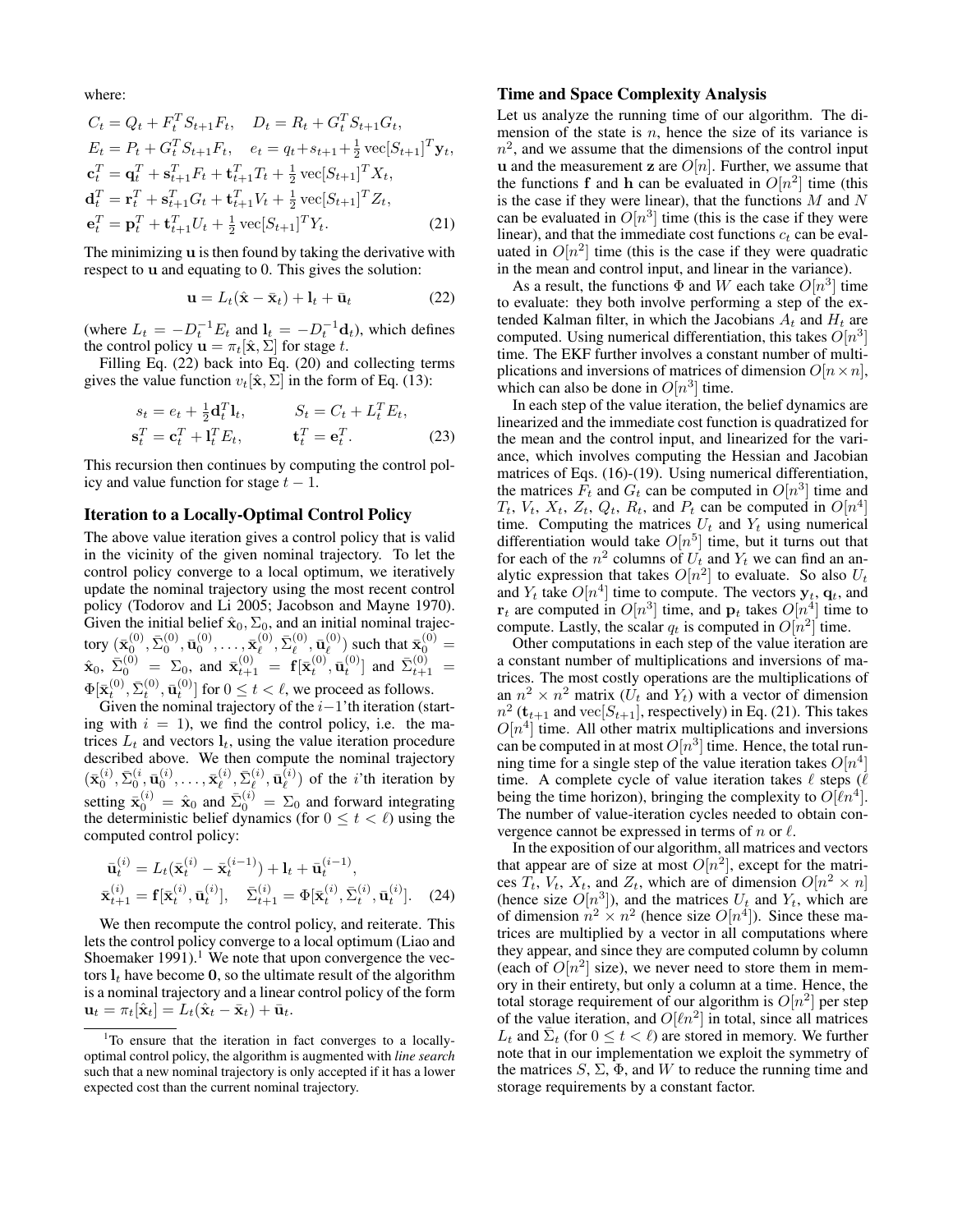where:

$$C_t = Q_t + F_t^T S_{t+1} F_t, \quad D_t = R_t + G_t^T S_{t+1} G_t,$$
$$E_t = P_t + G_t^T S_{t+1} F_t, \quad e_t = q_t + s_{t+1} + \tfrac{1}{2}\,\mathrm{vec}[S_{t+1}]^T \mathbf{y}_t,$$
$$\mathbf{c}_t^T = \mathbf{q}_t^T + \mathbf{s}_{t+1}^T F_t + \mathbf{t}_{t+1}^T T_t + \tfrac{1}{2}\,\mathrm{vec}[S_{t+1}]^T X_t,$$
$$\mathbf{d}_t^T = \mathbf{r}_t^T + \mathbf{s}_{t+1}^T G_t + \mathbf{t}_{t+1}^T V_t + \tfrac{1}{2}\,\mathrm{vec}[S_{t+1}]^T Z_t,$$
$$\mathbf{e}_t^T = \mathbf{p}_t^T + \mathbf{t}_{t+1}^T U_t + \tfrac{1}{2}\,\mathrm{vec}[S_{t+1}]^T Y_t. \tag{21}$$

The minimizing $\mathbf{u}$ is then found by taking the derivative with respect to $\mathbf{u}$ and equating to 0. This gives the solution:

$$\mathbf{u} = L_t(\hat{\mathbf{x}} - \bar{\mathbf{x}}_t) + \mathbf{l}_t + \bar{\mathbf{u}}_t \tag{22}$$

(where $L_t = -D_t^{-1}E_t$ and $\mathbf{l}_t = -D_t^{-1}\mathbf{d}_t$), which defines the control policy $\mathbf{u} = \pi_t[\hat{\mathbf{x}}, \Sigma]$ for stage $t$.

Filling Eq. (22) back into Eq. (20) and collecting terms gives the value function $v_t[\hat{\mathbf{x}}, \Sigma]$ in the form of Eq. (13):

$$s_t = e_t + \tfrac{1}{2}\mathbf{d}_t^T \mathbf{l}_t, \qquad S_t = C_t + L_t^T E_t,$$
$$\mathbf{s}_t^T = \mathbf{c}_t^T + \mathbf{l}_t^T E_t, \qquad \mathbf{t}_t^T = \mathbf{e}_t^T. \tag{23}$$

This recursion then continues by computing the control policy and value function for stage $t-1$.

## Iteration to a Locally-Optimal Control Policy

The above value iteration gives a control policy that is valid in the vicinity of the given nominal trajectory. To let the control policy converge to a local optimum, we iteratively update the nominal trajectory using the most recent control policy (Todorov and Li 2005; Jacobson and Mayne 1970). Given the initial belief $\hat{\mathbf{x}}_0, \Sigma_0$, and an initial nominal trajectory $(\bar{\mathbf{x}}_0^{(0)}, \bar{\Sigma}_0^{(0)}, \bar{\mathbf{u}}_0^{(0)}, \ldots, \bar{\mathbf{x}}_\ell^{(0)}, \bar{\Sigma}_\ell^{(0)}, \bar{\mathbf{u}}_\ell^{(0)})$ such that $\bar{\mathbf{x}}_0^{(0)} = \hat{\mathbf{x}}_0$, $\bar{\Sigma}_0^{(0)} = \Sigma_0$, and $\bar{\mathbf{x}}_{t+1}^{(0)} = \mathbf{f}[\bar{\mathbf{x}}_t^{(0)}, \bar{\mathbf{u}}_t^{(0)}]$ and $\bar{\Sigma}_{t+1}^{(0)} = \Phi[\bar{\mathbf{x}}_t^{(0)}, \bar{\Sigma}_t^{(0)}, \bar{\mathbf{u}}_t^{(0)}]$ for $0 \leq t < \ell$, we proceed as follows.

Given the nominal trajectory of the $i-1$'th iteration (starting with $i = 1$), we find the control policy, i.e. the matrices $L_t$ and vectors $\mathbf{l}_t$, using the value iteration procedure described above. We then compute the nominal trajectory $(\bar{\mathbf{x}}_0^{(i)}, \bar{\Sigma}_0^{(i)}, \bar{\mathbf{u}}_0^{(i)}, \ldots, \bar{\mathbf{x}}_\ell^{(i)}, \bar{\Sigma}_\ell^{(i)}, \bar{\mathbf{u}}_\ell^{(i)})$ of the $i$'th iteration by setting $\bar{\mathbf{x}}_0^{(i)} = \hat{\mathbf{x}}_0$ and $\bar{\Sigma}_0^{(i)} = \Sigma_0$ and forward integrating the deterministic belief dynamics (for $0 \leq t < \ell$) using the computed control policy:

$$\bar{\mathbf{u}}_t^{(i)} = L_t(\bar{\mathbf{x}}_t^{(i)} - \bar{\mathbf{x}}_t^{(i-1)}) + \mathbf{l}_t + \bar{\mathbf{u}}_t^{(i-1)},$$
$$\bar{\mathbf{x}}_{t+1}^{(i)} = \mathbf{f}[\bar{\mathbf{x}}_t^{(i)}, \bar{\mathbf{u}}_t^{(i)}], \quad \bar{\Sigma}_{t+1}^{(i)} = \Phi[\bar{\mathbf{x}}_t^{(i)}, \bar{\Sigma}_t^{(i)}, \bar{\mathbf{u}}_t^{(i)}]. \tag{24}$$

We then recompute the control policy, and reiterate. This lets the control policy converge to a local optimum (Liao and Shoemaker 1991).[1] We note that upon convergence the vectors $\mathbf{l}_t$ have become $\mathbf{0}$, so the ultimate result of the algorithm is a nominal trajectory and a linear control policy of the form $\mathbf{u}_t = \pi_t[\hat{\mathbf{x}}_t] = L_t(\hat{\mathbf{x}}_t - \bar{\mathbf{x}}_t) + \bar{\mathbf{u}}_t$.

[1] To ensure that the iteration in fact converges to a locally-optimal control policy, the algorithm is augmented with *line search* such that a new nominal trajectory is only accepted if it has a lower expected cost than the current nominal trajectory.

## Time and Space Complexity Analysis

Let us analyze the running time of our algorithm. The dimension of the state is $n$, hence the size of its variance is $n^2$, and we assume that the dimensions of the control input $\mathbf{u}$ and the measurement $\mathbf{z}$ are $O[n]$. Further, we assume that the functions $\mathbf{f}$ and $\mathbf{h}$ can be evaluated in $O[n^2]$ time (this is the case if they were linear), that the functions $M$ and $N$ can be evaluated in $O[n^3]$ time (this is the case if they were linear), and that the immediate cost functions $c_t$ can be evaluated in $O[n^2]$ time (this is the case if they were quadratic in the mean and control input, and linear in the variance).

As a result, the functions $\Phi$ and $W$ each take $O[n^3]$ time to evaluate: they both involve performing a step of the extended Kalman filter, in which the Jacobians $A_t$ and $H_t$ are computed. Using numerical differentiation, this takes $O[n^3]$ time. The EKF further involves a constant number of multiplications and inversions of matrices of dimension $O[n \times n]$, which can also be done in $O[n^3]$ time.

In each step of the value iteration, the belief dynamics are linearized and the immediate cost function is quadratized for the mean and the control input, and linearized for the variance, which involves computing the Hessian and Jacobian matrices of Eqs. (16)-(19). Using numerical differentiation, the matrices $F_t$ and $G_t$ can be computed in $O[n^3]$ time and $T_t$, $V_t$, $X_t$, $Z_t$, $Q_t$, $R_t$, and $P_t$ can be computed in $O[n^4]$ time. Computing the matrices $U_t$ and $Y_t$ using numerical differentiation would take $O[n^5]$ time, but it turns out that for each of the $n^2$ columns of $U_t$ and $Y_t$ we can find an analytic expression that takes $O[n^2]$ to evaluate. So also $U_t$ and $Y_t$ take $O[n^4]$ time to compute. The vectors $\mathbf{y}_t$, $\mathbf{q}_t$, and $\mathbf{r}_t$ are computed in $O[n^3]$ time, and $\mathbf{p}_t$ takes $O[n^4]$ time to compute. Lastly, the scalar $q_t$ is computed in $O[n^2]$ time.

Other computations in each step of the value iteration are a constant number of multiplications and inversions of matrices. The most costly operations are the multiplications of an $n^2 \times n^2$ matrix ($U_t$ and $Y_t$) with a vector of dimension $n^2$ ($\mathbf{t}_{t+1}$ and $\mathrm{vec}[S_{t+1}]$, respectively) in Eq. (21). This takes $O[n^4]$ time. All other matrix multiplications and inversions can be computed in at most $O[n^3]$ time. Hence, the total running time for a single step of the value iteration takes $O[n^4]$ time. A complete cycle of value iteration takes $\ell$ steps ($\ell$ being the time horizon), bringing the complexity to $O[\ell n^4]$. The number of value-iteration cycles needed to obtain convergence cannot be expressed in terms of $n$ or $\ell$.

In the exposition of our algorithm, all matrices and vectors that appear are of size at most $O[n^2]$, except for the matrices $T_t$, $V_t$, $X_t$, and $Z_t$, which are of dimension $O[n^2 \times n]$ (hence size $O[n^3]$), and the matrices $U_t$ and $Y_t$, which are of dimension $n^2 \times n^2$ (hence size $O[n^4]$). Since these matrices are multiplied by a vector in all computations where they appear, and since they are computed column by column (each of $O[n^2]$ size), we never need to store them in memory in their entirety, but only a column at a time. Hence, the total storage requirement of our algorithm is $O[n^2]$ per step of the value iteration, and $O[\ell n^2]$ in total, since all matrices $L_t$ and $\bar{\Sigma}_t$ (for $0 \leq t < \ell$) are stored in memory. We further note that in our implementation we exploit the symmetry of the matrices $S$, $\Sigma$, $\Phi$, and $W$ to reduce the running time and storage requirements by a constant factor.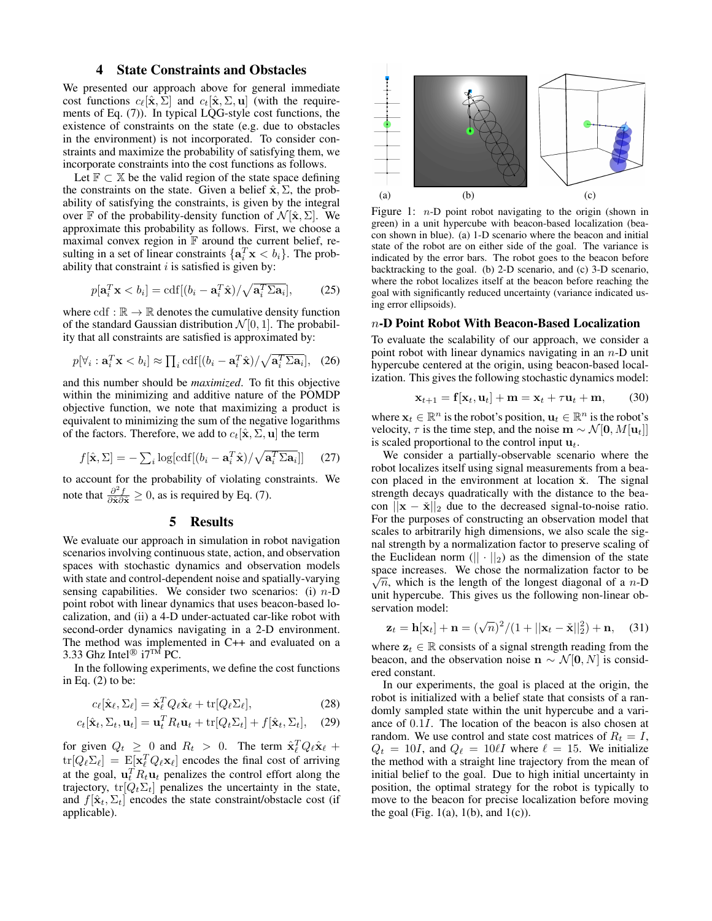## 4 State Constraints and Obstacles

We presented our approach above for general immediate cost functions $c_\ell[\hat{\mathbf{x}}, \Sigma]$ and $c_t[\hat{\mathbf{x}}, \Sigma, \mathbf{u}]$ (with the requirements of Eq. (7)). In typical LQG-style cost functions, the existence of constraints on the state (e.g. due to obstacles in the environment) is not incorporated. To consider constraints and maximize the probability of satisfying them, we incorporate constraints into the cost functions as follows.

Let $\mathbb{F} \subset \mathbb{X}$ be the valid region of the state space defining the constraints on the state. Given a belief $\hat{\mathbf{x}}, \Sigma$, the probability of satisfying the constraints, is given by the integral over $\mathbb{F}$ of the probability-density function of $\mathcal{N}[\hat{\mathbf{x}}, \Sigma]$. We approximate this probability as follows. First, we choose a maximal convex region in $\mathbb{F}$ around the current belief, resulting in a set of linear constraints $\{\mathbf{a}_i^T \mathbf{x} < b_i\}$. The probability that constraint $i$ is satisfied is given by:

$$p[\mathbf{a}_i^T \mathbf{x} < b_i] = \mathrm{cdf}[(b_i - \mathbf{a}_i^T \hat{\mathbf{x}})/\sqrt{\mathbf{a}_i^T \Sigma \mathbf{a}_i}], \quad (25)$$

where $\mathrm{cdf} : \mathbb{R} \to \mathbb{R}$ denotes the cumulative density function of the standard Gaussian distribution $\mathcal{N}[0, 1]$. The probability that all constraints are satisfied is approximated by:

$$p[\forall_i : \mathbf{a}_i^T \mathbf{x} < b_i] \approx \prod_i \mathrm{cdf}[(b_i - \mathbf{a}_i^T \hat{\mathbf{x}})/\sqrt{\mathbf{a}_i^T \Sigma \mathbf{a}_i}], \quad (26)$$

and this number should be *maximized*. To fit this objective within the minimizing and additive nature of the POMDP objective function, we note that maximizing a product is equivalent to minimizing the sum of the negative logarithms of the factors. Therefore, we add to $c_t[\hat{\mathbf{x}}, \Sigma, \mathbf{u}]$ the term

$$f[\hat{\mathbf{x}}, \Sigma] = -\sum_i \log[\mathrm{cdf}[(b_i - \mathbf{a}_i^T \hat{\mathbf{x}})/\sqrt{\mathbf{a}_i^T \Sigma \mathbf{a}_i}]] \quad (27)$$

to account for the probability of violating constraints. We note that $\frac{\partial^2 f}{\partial \hat{\mathbf{x}} \partial \hat{\mathbf{x}}} \geq 0$, as is required by Eq. (7).

## 5 Results

We evaluate our approach in simulation in robot navigation scenarios involving continuous state, action, and observation spaces with stochastic dynamics and observation models with state and control-dependent noise and spatially-varying sensing capabilities. We consider two scenarios: (i) $n$-D point robot with linear dynamics that uses beacon-based localization, and (ii) a 4-D under-actuated car-like robot with second-order dynamics navigating in a 2-D environment. The method was implemented in C++ and evaluated on a 3.33 Ghz Intel® i7™ PC.

In the following experiments, we define the cost functions in Eq. (2) to be:

$$c_\ell[\hat{\mathbf{x}}_\ell, \Sigma_\ell] = \hat{\mathbf{x}}_\ell^T Q_\ell \hat{\mathbf{x}}_\ell + \mathrm{tr}[Q_\ell \Sigma_\ell], \quad (28)$$

$$c_t[\hat{\mathbf{x}}_t, \Sigma_t, \mathbf{u}_t] = \mathbf{u}_t^T R_t \mathbf{u}_t + \mathrm{tr}[Q_t \Sigma_t] + f[\hat{\mathbf{x}}_t, \Sigma_t], \quad (29)$$

for given $Q_t \geq 0$ and $R_t > 0$. The term $\hat{\mathbf{x}}_\ell^T Q_\ell \hat{\mathbf{x}}_\ell + \mathrm{tr}[Q_\ell \Sigma_\ell] = \mathrm{E}[\mathbf{x}_\ell^T Q_\ell \mathbf{x}_\ell]$ encodes the final cost of arriving at the goal, $\mathbf{u}_t^T R_t \mathbf{u}_t$ penalizes the control effort along the trajectory, $\mathrm{tr}[Q_t \Sigma_t]$ penalizes the uncertainty in the state, and $f[\hat{\mathbf{x}}_t, \Sigma_t]$ encodes the state constraint/obstacle cost (if applicable).

(a) (b) (c)

Figure 1: $n$-D point robot navigating to the origin (shown in green) in a unit hypercube with beacon-based localization (beacon shown in blue). (a) 1-D scenario where the beacon and initial state of the robot are on either side of the goal. The variance is indicated by the error bars. The robot goes to the beacon before backtracking to the goal. (b) 2-D scenario, and (c) 3-D scenario, where the robot localizes itself at the beacon before reaching the goal with significantly reduced uncertainty (variance indicated using error ellipsoids).

### $n$-D Point Robot With Beacon-Based Localization

To evaluate the scalability of our approach, we consider a point robot with linear dynamics navigating in an $n$-D unit hypercube centered at the origin, using beacon-based localization. This gives the following stochastic dynamics model:

$$\mathbf{x}_{t+1} = \mathbf{f}[\mathbf{x}_t, \mathbf{u}_t] + \mathbf{m} = \mathbf{x}_t + \tau \mathbf{u}_t + \mathbf{m}, \quad (30)$$

where $\mathbf{x}_t \in \mathbb{R}^n$ is the robot's position, $\mathbf{u}_t \in \mathbb{R}^n$ is the robot's velocity, $\tau$ is the time step, and the noise $\mathbf{m} \sim \mathcal{N}[\mathbf{0}, M[\mathbf{u}_t]]$ is scaled proportional to the control input $\mathbf{u}_t$.

We consider a partially-observable scenario where the robot localizes itself using signal measurements from a beacon placed in the environment at location $\check{\mathbf{x}}$. The signal strength decays quadratically with the distance to the beacon $||\mathbf{x} - \check{\mathbf{x}}||_2$ due to the decreased signal-to-noise ratio. For the purposes of constructing an observation model that scales to arbitrarily high dimensions, we also scale the signal strength by a normalization factor to preserve scaling of the Euclidean norm ($|| \cdot ||_2$) as the dimension of the state space increases. We chose the normalization factor to be $\sqrt{n}$, which is the length of the longest diagonal of a $n$-D unit hypercube. This gives us the following non-linear observation model:

$$\mathbf{z}_t = \mathbf{h}[\mathbf{x}_t] + \mathbf{n} = (\sqrt{n})^2 / (1 + ||\mathbf{x}_t - \check{\mathbf{x}}||_2^2) + \mathbf{n}, \quad (31)$$

where $\mathbf{z}_t \in \mathbb{R}$ consists of a signal strength reading from the beacon, and the observation noise $\mathbf{n} \sim \mathcal{N}[\mathbf{0}, N]$ is considered constant.

In our experiments, the goal is placed at the origin, the robot is initialized with a belief state that consists of a randomly sampled state within the unit hypercube and a variance of $0.1I$. The location of the beacon is also chosen at random. We use control and state cost matrices of $R_t = I$, $Q_t = 10I$, and $Q_\ell = 10\ell I$ where $\ell = 15$. We initialize the method with a straight line trajectory from the mean of initial belief to the goal. Due to high initial uncertainty in position, the optimal strategy for the robot is typically to move to the beacon for precise localization before moving the goal (Fig. 1(a), 1(b), and 1(c)).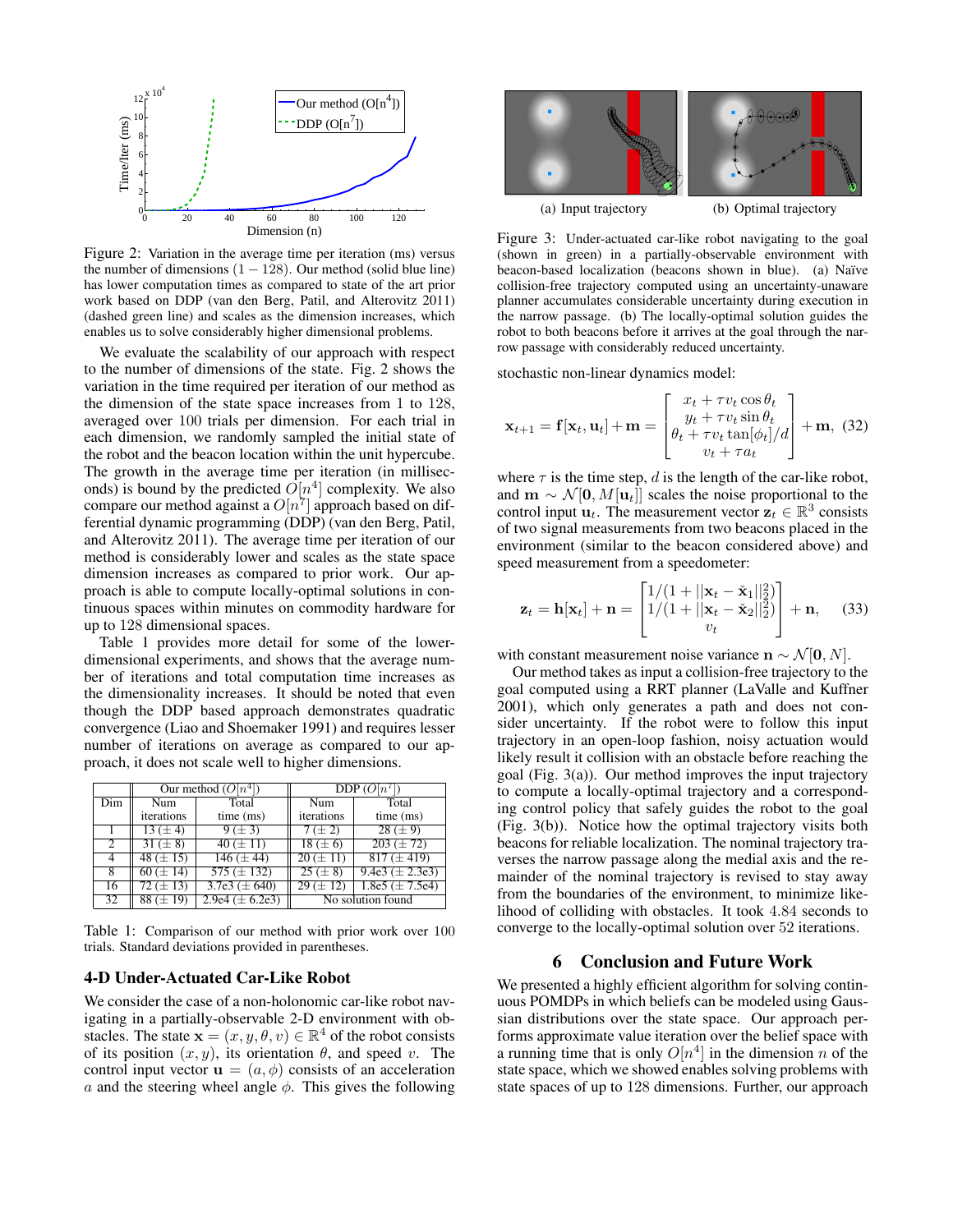Figure 2: Variation in the average time per iteration (ms) versus the number of dimensions ($1-128$). Our method (solid blue line) has lower computation times as compared to state of the art prior work based on DDP (van den Berg, Patil, and Alterovitz 2011) (dashed green line) and scales as the dimension increases, which enables us to solve considerably higher dimensional problems.

We evaluate the scalability of our approach with respect to the number of dimensions of the state. Fig. 2 shows the variation in the time required per iteration of our method as the dimension of the state space increases from 1 to 128, averaged over 100 trials per dimension. For each trial in each dimension, we randomly sampled the initial state of the robot and the beacon location within the unit hypercube. The growth in the average time per iteration (in milliseconds) is bound by the predicted $O[n^4]$ complexity. We also compare our method against a $O[n^7]$ approach based on differential dynamic programming (DDP) (van den Berg, Patil, and Alterovitz 2011). The average time per iteration of our method is considerably lower and scales as the state space dimension increases as compared to prior work. Our approach is able to compute locally-optimal solutions in continuous spaces within minutes on commodity hardware for up to 128 dimensional spaces.

Table 1 provides more detail for some of the lower-dimensional experiments, and shows that the average number of iterations and total computation time increases as the dimensionality increases. It should be noted that even though the DDP based approach demonstrates quadratic convergence (Liao and Shoemaker 1991) and requires lesser number of iterations on average as compared to our approach, it does not scale well to higher dimensions.

| | Our method ($O[n^4]$) | | DDP ($O[n^7]$) | |
|---|---|---|---|---|
| Dim | Num iterations | Total time (ms) | Num iterations | Total time (ms) |
| 1 | 13 ($\pm$ 4) | 9 ($\pm$ 3) | 7 ($\pm$ 2) | 28 ($\pm$ 9) |
| 2 | 31 ($\pm$ 8) | 40 ($\pm$ 11) | 18 ($\pm$ 6) | 203 ($\pm$ 72) |
| 4 | 48 ($\pm$ 15) | 146 ($\pm$ 44) | 20 ($\pm$ 11) | 817 ($\pm$ 419) |
| 8 | 60 ($\pm$ 14) | 575 ($\pm$ 132) | 25 ($\pm$ 8) | 9.4e3 ($\pm$ 2.3e3) |
| 16 | 72 ($\pm$ 13) | 3.7e3 ($\pm$ 640) | 29 ($\pm$ 12) | 1.8e5 ($\pm$ 7.5e4) |
| 32 | 88 ($\pm$ 19) | 2.9e4 ($\pm$ 6.2e3) | No solution found | |

Table 1: Comparison of our method with prior work over 100 trials. Standard deviations provided in parentheses.

### 4-D Under-Actuated Car-Like Robot

We consider the case of a non-holonomic car-like robot navigating in a partially-observable 2-D environment with obstacles. The state $\mathbf{x} = (x, y, \theta, v) \in \mathbb{R}^4$ of the robot consists of its position $(x, y)$, its orientation $\theta$, and speed $v$. The control input vector $\mathbf{u} = (a, \phi)$ consists of an acceleration $a$ and the steering wheel angle $\phi$. This gives the following stochastic non-linear dynamics model:

$$\mathbf{x}_{t+1} = \mathbf{f}[\mathbf{x}_t, \mathbf{u}_t] + \mathbf{m} = \begin{bmatrix} x_t + \tau v_t \cos\theta_t \\ y_t + \tau v_t \sin\theta_t \\ \theta_t + \tau v_t \tan[\phi_t]/d \\ v_t + \tau a_t \end{bmatrix} + \mathbf{m}, \quad (32)$$

where $\tau$ is the time step, $d$ is the length of the car-like robot, and $\mathbf{m} \sim \mathcal{N}[\mathbf{0}, M[\mathbf{u}_t]]$ scales the noise proportional to the control input $\mathbf{u}_t$. The measurement vector $\mathbf{z}_t \in \mathbb{R}^3$ consists of two signal measurements from two beacons placed in the environment (similar to the beacon considered above) and speed measurement from a speedometer:

$$\mathbf{z}_t = \mathbf{h}[\mathbf{x}_t] + \mathbf{n} = \begin{bmatrix} 1/(1 + ||\mathbf{x}_t - \check{\mathbf{x}}_1||_2^2) \\ 1/(1 + ||\mathbf{x}_t - \check{\mathbf{x}}_2||_2^2) \\ v_t \end{bmatrix} + \mathbf{n}, \quad (33)$$

with constant measurement noise variance $\mathbf{n} \sim \mathcal{N}[\mathbf{0}, N]$.

Figure 3: Under-actuated car-like robot navigating to the goal (shown in green) in a partially-observable environment with beacon-based localization (beacons shown in blue). (a) Naïve collision-free trajectory computed using an uncertainty-unaware planner accumulates considerable uncertainty during execution in the narrow passage. (b) The locally-optimal solution guides the robot to both beacons before it arrives at the goal through the narrow passage with considerably reduced uncertainty.

Our method takes as input a collision-free trajectory to the goal computed using a RRT planner (LaValle and Kuffner 2001), which only generates a path and does not consider uncertainty. If the robot were to follow this input trajectory in an open-loop fashion, noisy actuation would likely result it collision with an obstacle before reaching the goal (Fig. 3(a)). Our method improves the input trajectory to compute a locally-optimal trajectory and a corresponding control policy that safely guides the robot to the goal (Fig. 3(b)). Notice how the optimal trajectory visits both beacons for reliable localization. The nominal trajectory traverses the narrow passage along the medial axis and the remainder of the nominal trajectory is revised to stay away from the boundaries of the environment, to minimize likelihood of colliding with obstacles. It took 4.84 seconds to converge to the locally-optimal solution over 52 iterations.

## 6 Conclusion and Future Work

We presented a highly efficient algorithm for solving continuous POMDPs in which beliefs can be modeled using Gaussian distributions over the state space. Our approach performs approximate value iteration over the belief space with a running time that is only $O[n^4]$ in the dimension $n$ of the state space, which we showed enables solving problems with state spaces of up to 128 dimensions. Further, our approach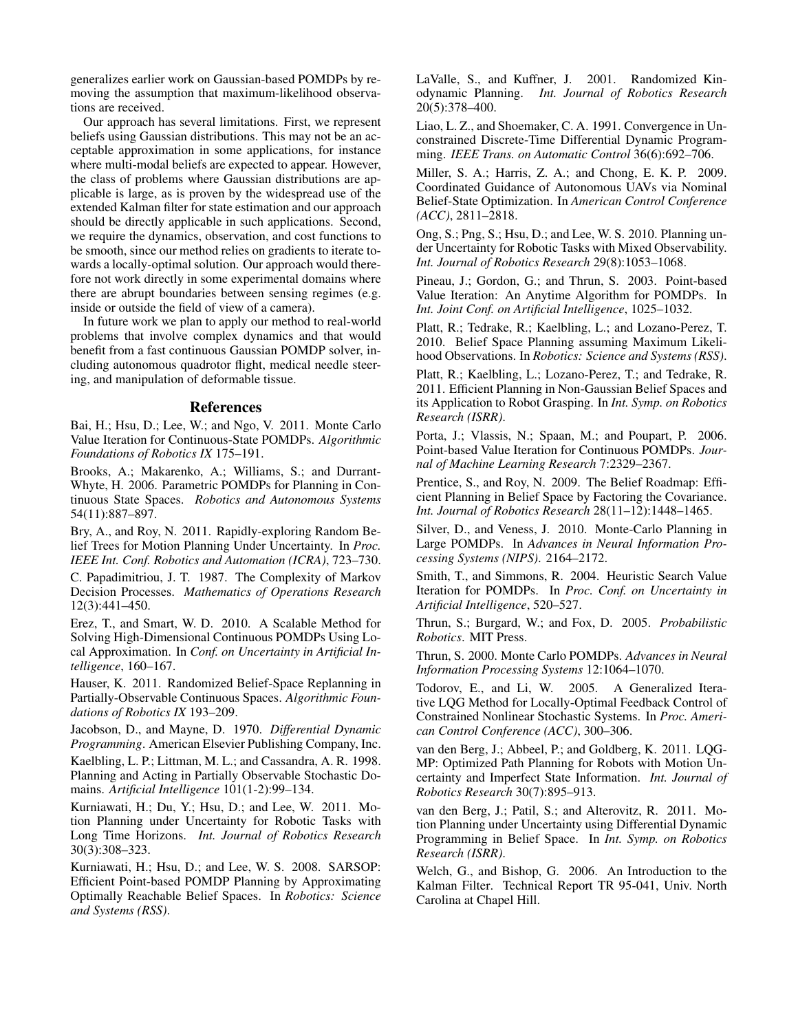generalizes earlier work on Gaussian-based POMDPs by removing the assumption that maximum-likelihood observations are received.

Our approach has several limitations. First, we represent beliefs using Gaussian distributions. This may not be an acceptable approximation in some applications, for instance where multi-modal beliefs are expected to appear. However, the class of problems where Gaussian distributions are applicable is large, as is proven by the widespread use of the extended Kalman filter for state estimation and our approach should be directly applicable in such applications. Second, we require the dynamics, observation, and cost functions to be smooth, since our method relies on gradients to iterate towards a locally-optimal solution. Our approach would therefore not work directly in some experimental domains where there are abrupt boundaries between sensing regimes (e.g. inside or outside the field of view of a camera).

In future work we plan to apply our method to real-world problems that involve complex dynamics and that would benefit from a fast continuous Gaussian POMDP solver, including autonomous quadrotor flight, medical needle steering, and manipulation of deformable tissue.

## References

Bai, H.; Hsu, D.; Lee, W.; and Ngo, V. 2011. Monte Carlo Value Iteration for Continuous-State POMDPs. *Algorithmic Foundations of Robotics IX* 175–191.

Brooks, A.; Makarenko, A.; Williams, S.; and Durrant-Whyte, H. 2006. Parametric POMDPs for Planning in Continuous State Spaces. *Robotics and Autonomous Systems* 54(11):887–897.

Bry, A., and Roy, N. 2011. Rapidly-exploring Random Belief Trees for Motion Planning Under Uncertainty. In *Proc. IEEE Int. Conf. Robotics and Automation (ICRA)*, 723–730.

C. Papadimitriou, J. T. 1987. The Complexity of Markov Decision Processes. *Mathematics of Operations Research* 12(3):441–450.

Erez, T., and Smart, W. D. 2010. A Scalable Method for Solving High-Dimensional Continuous POMDPs Using Local Approximation. In *Conf. on Uncertainty in Artificial Intelligence*, 160–167.

Hauser, K. 2011. Randomized Belief-Space Replanning in Partially-Observable Continuous Spaces. *Algorithmic Foundations of Robotics IX* 193–209.

Jacobson, D., and Mayne, D. 1970. *Differential Dynamic Programming*. American Elsevier Publishing Company, Inc.

Kaelbling, L. P.; Littman, M. L.; and Cassandra, A. R. 1998. Planning and Acting in Partially Observable Stochastic Domains. *Artificial Intelligence* 101(1-2):99–134.

Kurniawati, H.; Du, Y.; Hsu, D.; and Lee, W. 2011. Motion Planning under Uncertainty for Robotic Tasks with Long Time Horizons. *Int. Journal of Robotics Research* 30(3):308–323.

Kurniawati, H.; Hsu, D.; and Lee, W. S. 2008. SARSOP: Efficient Point-based POMDP Planning by Approximating Optimally Reachable Belief Spaces. In *Robotics: Science and Systems (RSS)*.

LaValle, S., and Kuffner, J. 2001. Randomized Kinodynamic Planning. *Int. Journal of Robotics Research* 20(5):378–400.

Liao, L. Z., and Shoemaker, C. A. 1991. Convergence in Unconstrained Discrete-Time Differential Dynamic Programming. *IEEE Trans. on Automatic Control* 36(6):692–706.

Miller, S. A.; Harris, Z. A.; and Chong, E. K. P. 2009. Coordinated Guidance of Autonomous UAVs via Nominal Belief-State Optimization. In *American Control Conference (ACC)*, 2811–2818.

Ong, S.; Png, S.; Hsu, D.; and Lee, W. S. 2010. Planning under Uncertainty for Robotic Tasks with Mixed Observability. *Int. Journal of Robotics Research* 29(8):1053–1068.

Pineau, J.; Gordon, G.; and Thrun, S. 2003. Point-based Value Iteration: An Anytime Algorithm for POMDPs. In *Int. Joint Conf. on Artificial Intelligence*, 1025–1032.

Platt, R.; Tedrake, R.; Kaelbling, L.; and Lozano-Perez, T. 2010. Belief Space Planning assuming Maximum Likelihood Observations. In *Robotics: Science and Systems (RSS)*.

Platt, R.; Kaelbling, L.; Lozano-Perez, T.; and Tedrake, R. 2011. Efficient Planning in Non-Gaussian Belief Spaces and its Application to Robot Grasping. In *Int. Symp. on Robotics Research (ISRR)*.

Porta, J.; Vlassis, N.; Spaan, M.; and Poupart, P. 2006. Point-based Value Iteration for Continuous POMDPs. *Journal of Machine Learning Research* 7:2329–2367.

Prentice, S., and Roy, N. 2009. The Belief Roadmap: Efficient Planning in Belief Space by Factoring the Covariance. *Int. Journal of Robotics Research* 28(11–12):1448–1465.

Silver, D., and Veness, J. 2010. Monte-Carlo Planning in Large POMDPs. In *Advances in Neural Information Processing Systems (NIPS)*. 2164–2172.

Smith, T., and Simmons, R. 2004. Heuristic Search Value Iteration for POMDPs. In *Proc. Conf. on Uncertainty in Artificial Intelligence*, 520–527.

Thrun, S.; Burgard, W.; and Fox, D. 2005. *Probabilistic Robotics*. MIT Press.

Thrun, S. 2000. Monte Carlo POMDPs. *Advances in Neural Information Processing Systems* 12:1064–1070.

Todorov, E., and Li, W. 2005. A Generalized Iterative LQG Method for Locally-Optimal Feedback Control of Constrained Nonlinear Stochastic Systems. In *Proc. American Control Conference (ACC)*, 300–306.

van den Berg, J.; Abbeel, P.; and Goldberg, K. 2011. LQG-MP: Optimized Path Planning for Robots with Motion Uncertainty and Imperfect State Information. *Int. Journal of Robotics Research* 30(7):895–913.

van den Berg, J.; Patil, S.; and Alterovitz, R. 2011. Motion Planning under Uncertainty using Differential Dynamic Programming in Belief Space. In *Int. Symp. on Robotics Research (ISRR)*.

Welch, G., and Bishop, G. 2006. An Introduction to the Kalman Filter. Technical Report TR 95-041, Univ. North Carolina at Chapel Hill.